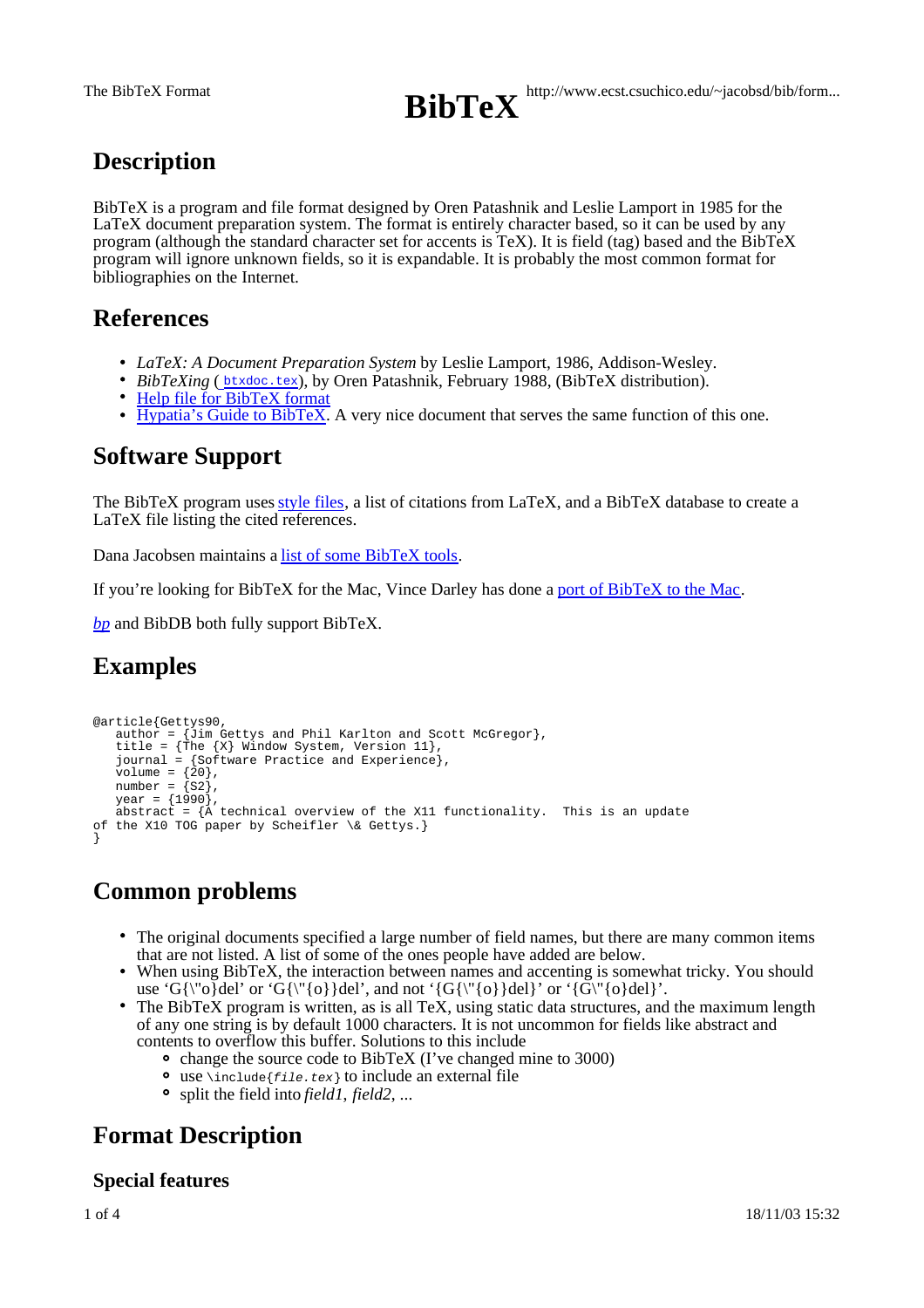# BibTeX

## Description

BibTeX is a program and file format designed by Oren Patashnik and Leslie Lamport in 1985 for the LaTeX document preparation system. The format is entirely character based, so it can be used by any program (although the standard character set for accents is TeX). It is field (tag) based and the BibTeX program will ignore unknown fields, so it is expandable. It is probably the most common format for bibliographies on the Internet.

## References

- *LaTeX: A Document Preparation System* by Leslie Lamport, 1986, Addison-Wesley.
- *BibTeXing* ( `btxdoc.tex`), by Oren Patashnik, February 1988, (BibTeX distribution).
- Help file for BibTeX format
- Hypatia's Guide to BibTeX. A very nice document that serves the same function of this one.

## Software Support

The BibTeX program uses style files, a list of citations from LaTeX, and a BibTeX database to create a LaTeX file listing the cited references.

Dana Jacobsen maintains a list of some BibTeX tools.

If you're looking for BibTeX for the Mac, Vince Darley has done a port of BibTeX to the Mac.

*bp* and BibDB both fully support BibTeX.

## Examples

```
@article{Gettys90,
   author = {Jim Gettys and Phil Karlton and Scott McGregor},
   title = {The {X} Window System, Version 11},
   journal = {Software Practice and Experience},
   volume = {20},
   number = {S2},
   year = {1990},
   abstract = {A technical overview of the X11 functionality.  This is an update
of the X10 TOG paper by Scheifler \& Gettys.}
}
```

## Common problems

- The original documents specified a large number of field names, but there are many common items that are not listed. A list of some of the ones people have added are below.
- When using BibTeX, the interaction between names and accenting is somewhat tricky. You should use 'G{\"o}del' or 'G{\"{o}}del', and not '{G{\"{o}}del}' or '{G\"{o}del}'.
- The BibTeX program is written, as is all TeX, using static data structures, and the maximum length of any one string is by default 1000 characters. It is not uncommon for fields like abstract and contents to overflow this buffer. Solutions to this include
  - change the source code to BibTeX (I've changed mine to 3000)
  - use `\include{file.tex}` to include an external file
  - split the field into *field1*, *field2*, ...

## Format Description

### Special features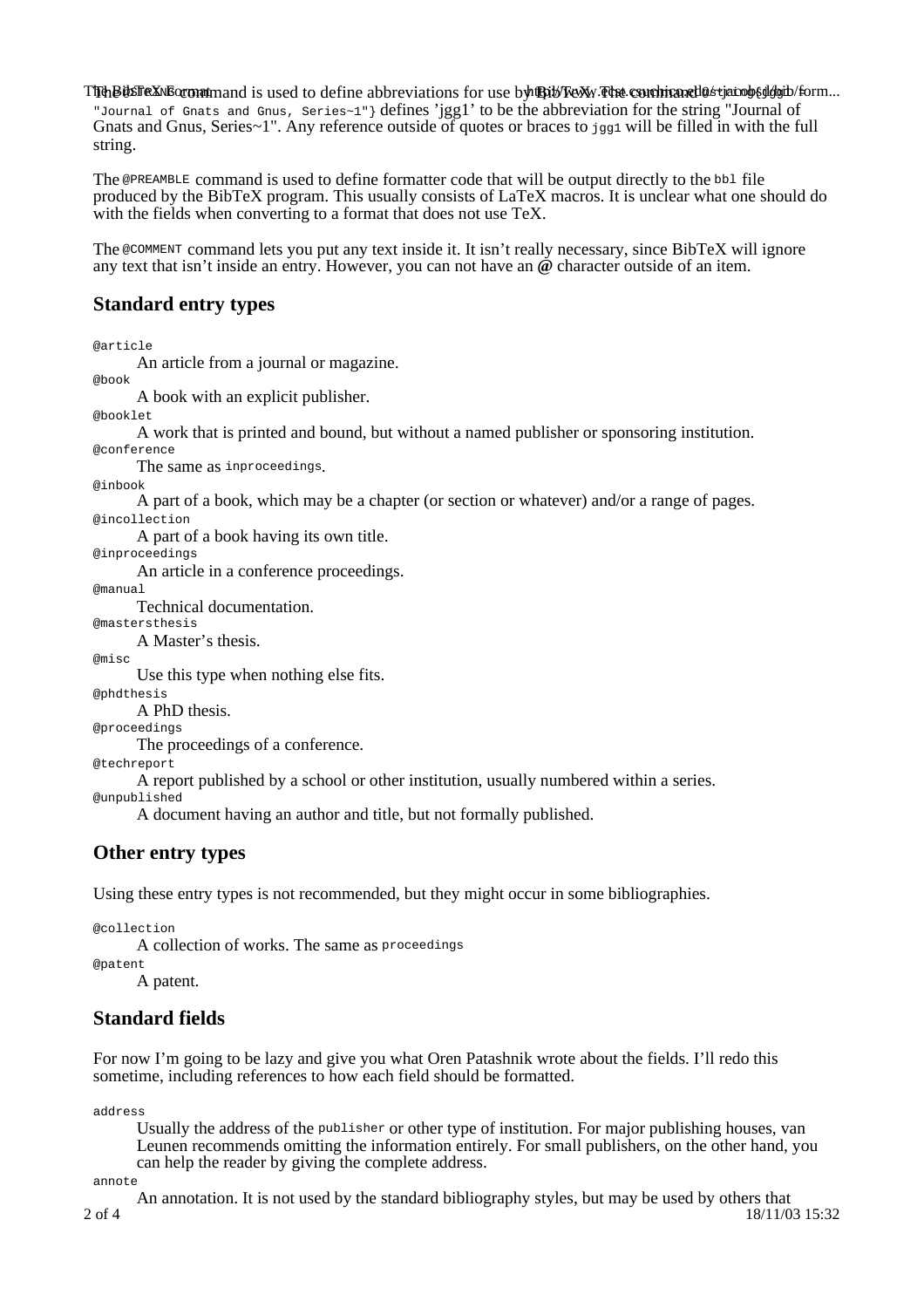The @STRING command is used to define abbreviations for use by BibTeX. The command @string{jgg1 = "Journal of Gnats and Gnus, Series~1"} defines 'jgg1' to be the abbreviation for the string "Journal of Gnats and Gnus, Series~1". Any reference outside of quotes or braces to `jgg1` will be filled in with the full string.

The `@PREAMBLE` command is used to define formatter code that will be output directly to the `bbl` file produced by the BibTeX program. This usually consists of LaTeX macros. It is unclear what one should do with the fields when converting to a format that does not use TeX.

The `@COMMENT` command lets you put any text inside it. It isn't really necessary, since BibTeX will ignore any text that isn't inside an entry. However, you can not have an **@** character outside of an item.

## Standard entry types

`@article`
: An article from a journal or magazine.

`@book`
: A book with an explicit publisher.

`@booklet`
: A work that is printed and bound, but without a named publisher or sponsoring institution.

`@conference`
: The same as `inproceedings`.

`@inbook`
: A part of a book, which may be a chapter (or section or whatever) and/or a range of pages.

`@incollection`
: A part of a book having its own title.

`@inproceedings`
: An article in a conference proceedings.

`@manual`
: Technical documentation.

`@mastersthesis`
: A Master's thesis.

`@misc`
: Use this type when nothing else fits.

`@phdthesis`
: A PhD thesis.

`@proceedings`
: The proceedings of a conference.

`@techreport`
: A report published by a school or other institution, usually numbered within a series.

`@unpublished`
: A document having an author and title, but not formally published.

## Other entry types

Using these entry types is not recommended, but they might occur in some bibliographies.

`@collection`
: A collection of works. The same as `proceedings`

`@patent`
: A patent.

## Standard fields

For now I'm going to be lazy and give you what Oren Patashnik wrote about the fields. I'll redo this sometime, including references to how each field should be formatted.

`address`
: Usually the address of the `publisher` or other type of institution. For major publishing houses, van Leunen recommends omitting the information entirely. For small publishers, on the other hand, you can help the reader by giving the complete address.

`annote`
: An annotation. It is not used by the standard bibliography styles, but may be used by others that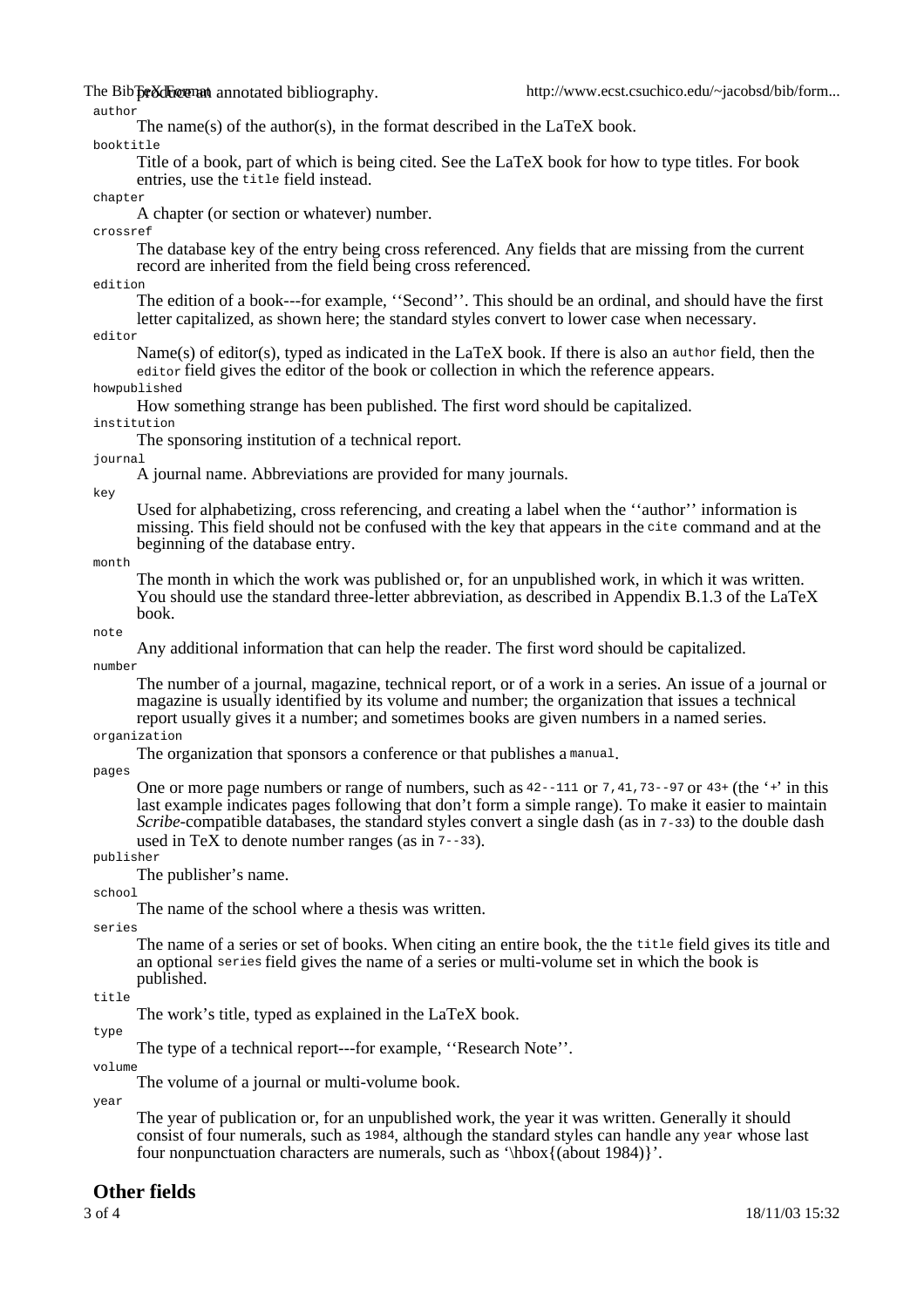produce an annotated bibliography.

`author`
: The name(s) of the author(s), in the format described in the LaTeX book.

`booktitle`
: Title of a book, part of which is being cited. See the LaTeX book for how to type titles. For book entries, use the `title` field instead.

`chapter`
: A chapter (or section or whatever) number.

`crossref`
: The database key of the entry being cross referenced. Any fields that are missing from the current record are inherited from the field being cross referenced.

`edition`
: The edition of a book---for example, ''Second''. This should be an ordinal, and should have the first letter capitalized, as shown here; the standard styles convert to lower case when necessary.

`editor`
: Name(s) of editor(s), typed as indicated in the LaTeX book. If there is also an `author` field, then the `editor` field gives the editor of the book or collection in which the reference appears.

`howpublished`
: How something strange has been published. The first word should be capitalized.

`institution`
: The sponsoring institution of a technical report.

`journal`
: A journal name. Abbreviations are provided for many journals.

`key`
: Used for alphabetizing, cross referencing, and creating a label when the ''author'' information is missing. This field should not be confused with the key that appears in the `cite` command and at the beginning of the database entry.

`month`
: The month in which the work was published or, for an unpublished work, in which it was written. You should use the standard three-letter abbreviation, as described in Appendix B.1.3 of the LaTeX book.

`note`
: Any additional information that can help the reader. The first word should be capitalized.

`number`
: The number of a journal, magazine, technical report, or of a work in a series. An issue of a journal or magazine is usually identified by its volume and number; the organization that issues a technical report usually gives it a number; and sometimes books are given numbers in a named series.

`organization`
: The organization that sponsors a conference or that publishes a `manual`.

`pages`
: One or more page numbers or range of numbers, such as `42--111` or `7,41,73--97` or `43+` (the '+' in this last example indicates pages following that don't form a simple range). To make it easier to maintain *Scribe*-compatible databases, the standard styles convert a single dash (as in `7-33`) to the double dash used in TeX to denote number ranges (as in `7--33`).

`publisher`
: The publisher's name.

`school`
: The name of the school where a thesis was written.

`series`
: The name of a series or set of books. When citing an entire book, the the `title` field gives its title and an optional `series` field gives the name of a series or multi-volume set in which the book is published.

`title`
: The work's title, typed as explained in the LaTeX book.

`type`
: The type of a technical report---for example, ''Research Note''.

`volume`
: The volume of a journal or multi-volume book.

`year`
: The year of publication or, for an unpublished work, the year it was written. Generally it should consist of four numerals, such as `1984`, although the standard styles can handle any `year` whose last four nonpunctuation characters are numerals, such as '\hbox{(about 1984)}'.

## Other fields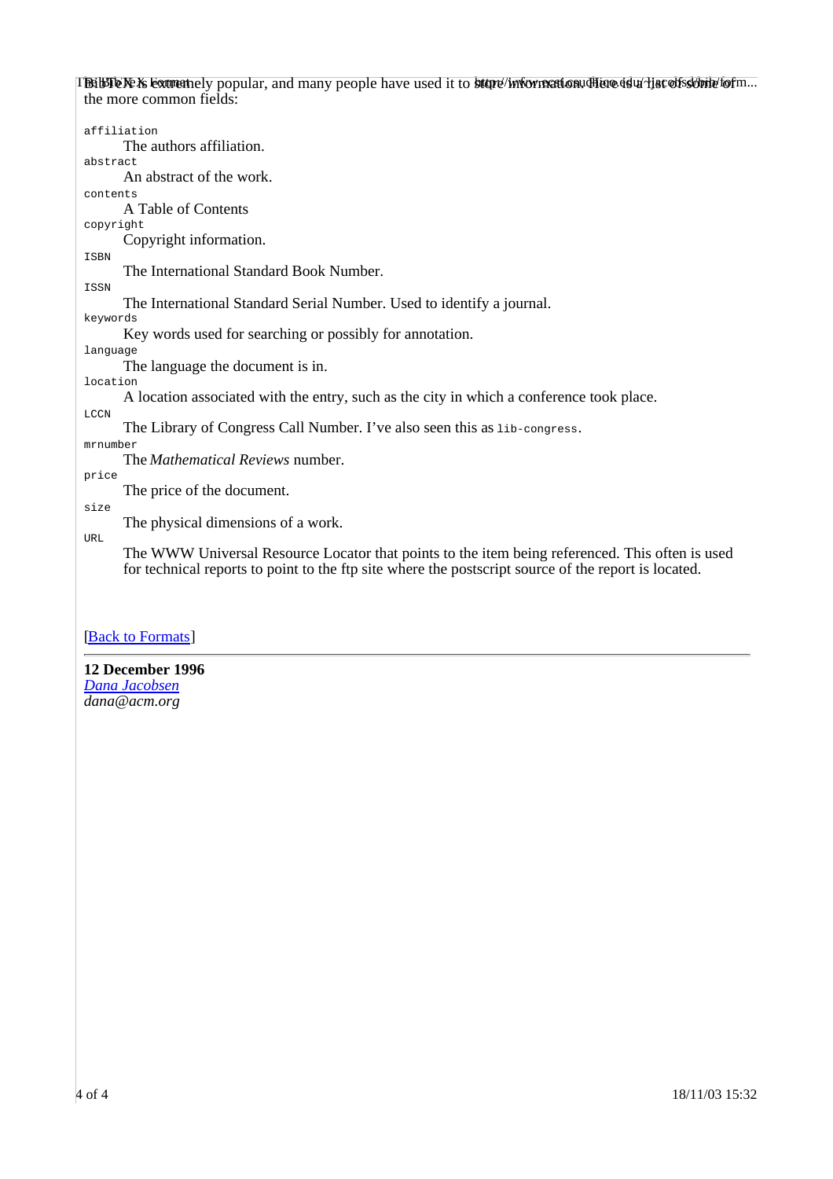BibTeX is extremely popular, and many people have used it to store information. Here is a list of some of the more common fields:

`affiliation`
: The authors affiliation.

`abstract`
: An abstract of the work.

`contents`
: A Table of Contents

`copyright`
: Copyright information.

`ISBN`
: The International Standard Book Number.

`ISSN`
: The International Standard Serial Number. Used to identify a journal.

`keywords`
: Key words used for searching or possibly for annotation.

`language`
: The language the document is in.

`location`
: A location associated with the entry, such as the city in which a conference took place.

`LCCN`
: The Library of Congress Call Number. I've also seen this as `lib-congress`.

`mrnumber`
: The *Mathematical Reviews* number.

`price`
: The price of the document.

`size`
: The physical dimensions of a work.

`URL`
: The WWW Universal Resource Locator that points to the item being referenced. This often is used for technical reports to point to the ftp site where the postscript source of the report is located.

[Back to Formats]

---

**12 December 1996**
*Dana Jacobsen*
*dana@acm.org*